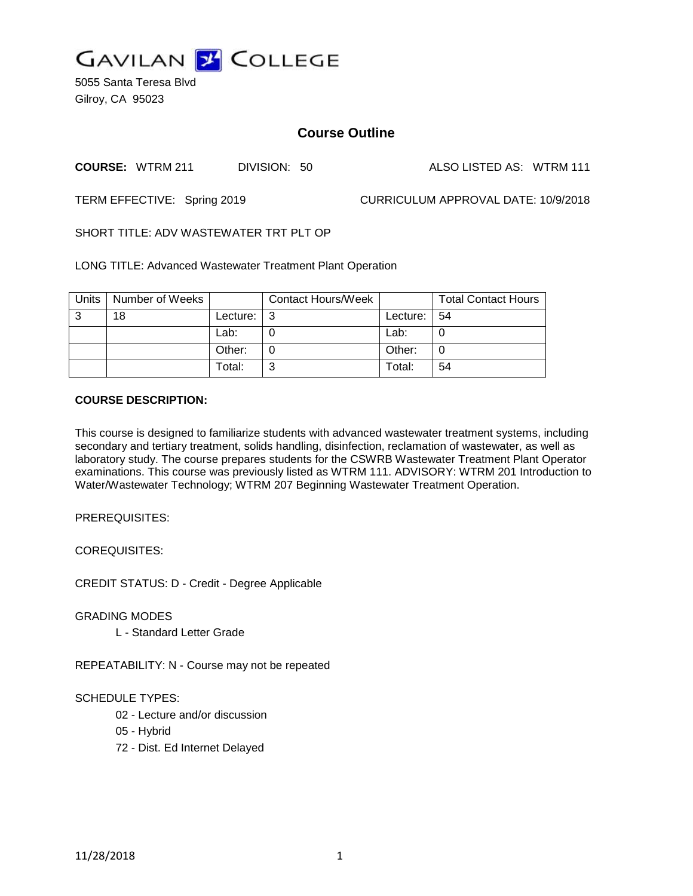# GAVILAN COLLEGE

5055 Santa Teresa Blvd
Gilroy, CA 95023

## Course Outline

**COURSE:** WTRM 211 DIVISION: 50 ALSO LISTED AS: WTRM 111

TERM EFFECTIVE: Spring 2019 CURRICULUM APPROVAL DATE: 10/9/2018

SHORT TITLE: ADV WASTEWATER TRT PLT OP

LONG TITLE: Advanced Wastewater Treatment Plant Operation

| Units | Number of Weeks | | Contact Hours/Week | | Total Contact Hours |
|---|---|---|---|---|---|
| 3 | 18 | Lecture: | 3 | Lecture: | 54 |
| | | Lab: | 0 | Lab: | 0 |
| | | Other: | 0 | Other: | 0 |
| | | Total: | 3 | Total: | 54 |

**COURSE DESCRIPTION:**

This course is designed to familiarize students with advanced wastewater treatment systems, including secondary and tertiary treatment, solids handling, disinfection, reclamation of wastewater, as well as laboratory study. The course prepares students for the CSWRB Wastewater Treatment Plant Operator examinations. This course was previously listed as WTRM 111. ADVISORY: WTRM 201 Introduction to Water/Wastewater Technology; WTRM 207 Beginning Wastewater Treatment Operation.

PREREQUISITES:

COREQUISITES:

CREDIT STATUS: D - Credit - Degree Applicable

GRADING MODES

L - Standard Letter Grade

REPEATABILITY: N - Course may not be repeated

SCHEDULE TYPES:

02 - Lecture and/or discussion
05 - Hybrid
72 - Dist. Ed Internet Delayed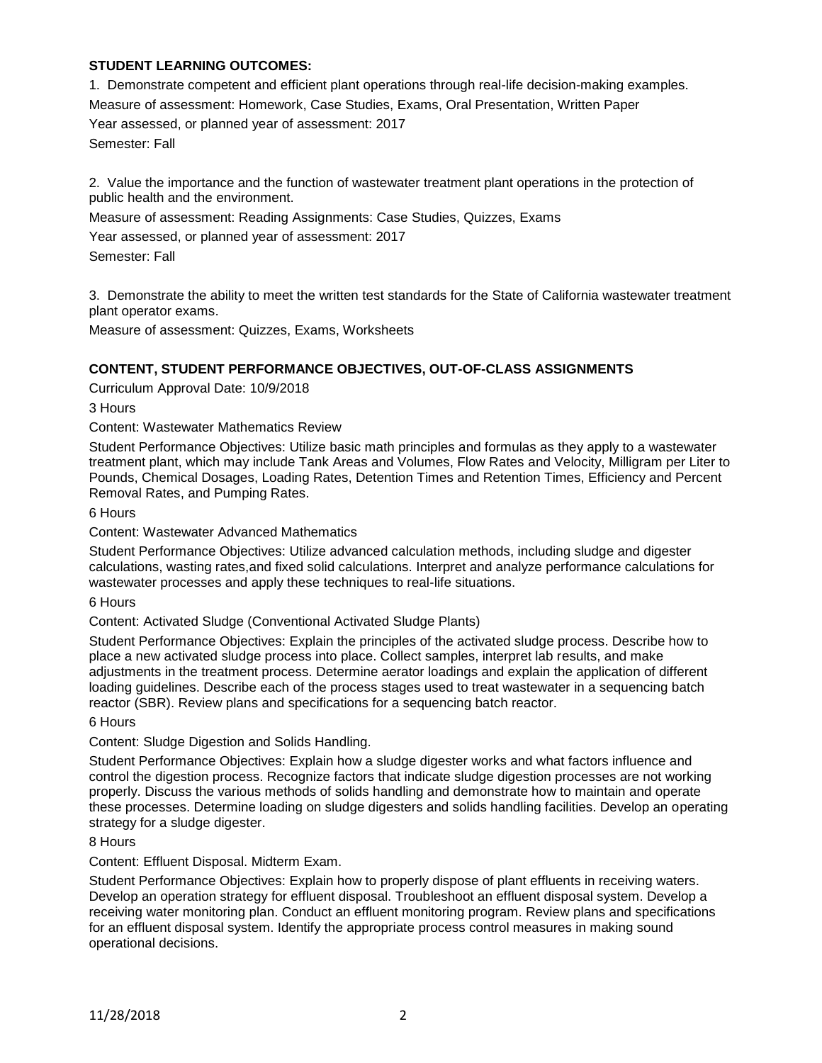**STUDENT LEARNING OUTCOMES:**

1. Demonstrate competent and efficient plant operations through real-life decision-making examples.

Measure of assessment: Homework, Case Studies, Exams, Oral Presentation, Written Paper

Year assessed, or planned year of assessment: 2017

Semester: Fall

2. Value the importance and the function of wastewater treatment plant operations in the protection of public health and the environment.

Measure of assessment: Reading Assignments: Case Studies, Quizzes, Exams

Year assessed, or planned year of assessment: 2017

Semester: Fall

3. Demonstrate the ability to meet the written test standards for the State of California wastewater treatment plant operator exams.

Measure of assessment: Quizzes, Exams, Worksheets

**CONTENT, STUDENT PERFORMANCE OBJECTIVES, OUT-OF-CLASS ASSIGNMENTS**

Curriculum Approval Date: 10/9/2018

3 Hours

Content: Wastewater Mathematics Review

Student Performance Objectives: Utilize basic math principles and formulas as they apply to a wastewater treatment plant, which may include Tank Areas and Volumes, Flow Rates and Velocity, Milligram per Liter to Pounds, Chemical Dosages, Loading Rates, Detention Times and Retention Times, Efficiency and Percent Removal Rates, and Pumping Rates.

6 Hours

Content: Wastewater Advanced Mathematics

Student Performance Objectives: Utilize advanced calculation methods, including sludge and digester calculations, wasting rates,and fixed solid calculations. Interpret and analyze performance calculations for wastewater processes and apply these techniques to real-life situations.

6 Hours

Content: Activated Sludge (Conventional Activated Sludge Plants)

Student Performance Objectives: Explain the principles of the activated sludge process. Describe how to place a new activated sludge process into place. Collect samples, interpret lab results, and make adjustments in the treatment process. Determine aerator loadings and explain the application of different loading guidelines. Describe each of the process stages used to treat wastewater in a sequencing batch reactor (SBR). Review plans and specifications for a sequencing batch reactor.

6 Hours

Content: Sludge Digestion and Solids Handling.

Student Performance Objectives: Explain how a sludge digester works and what factors influence and control the digestion process. Recognize factors that indicate sludge digestion processes are not working properly. Discuss the various methods of solids handling and demonstrate how to maintain and operate these processes. Determine loading on sludge digesters and solids handling facilities. Develop an operating strategy for a sludge digester.

8 Hours

Content: Effluent Disposal. Midterm Exam.

Student Performance Objectives: Explain how to properly dispose of plant effluents in receiving waters. Develop an operation strategy for effluent disposal. Troubleshoot an effluent disposal system. Develop a receiving water monitoring plan. Conduct an effluent monitoring program. Review plans and specifications for an effluent disposal system. Identify the appropriate process control measures in making sound operational decisions.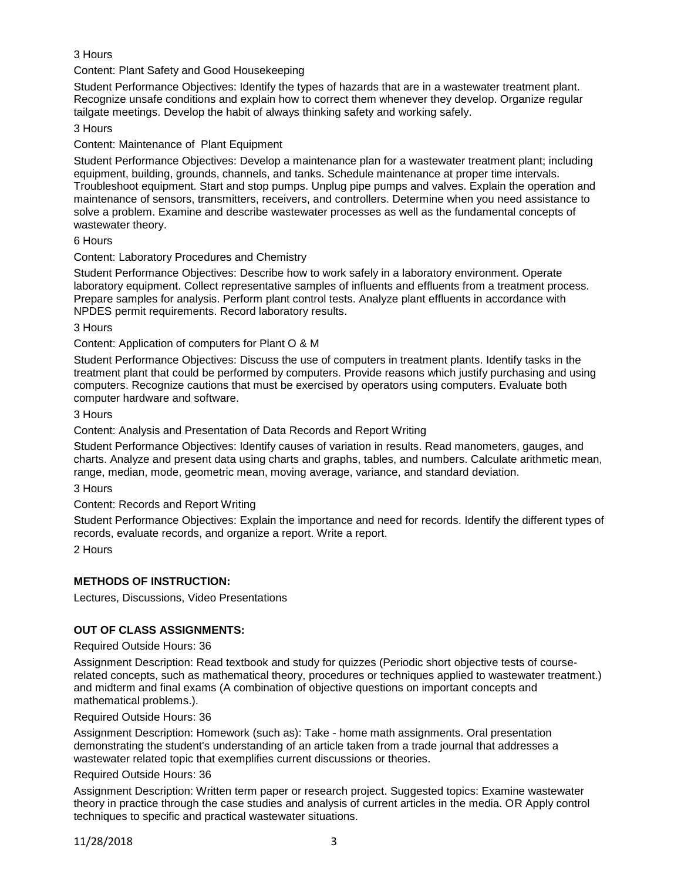3 Hours

Content: Plant Safety and Good Housekeeping

Student Performance Objectives: Identify the types of hazards that are in a wastewater treatment plant. Recognize unsafe conditions and explain how to correct them whenever they develop. Organize regular tailgate meetings. Develop the habit of always thinking safety and working safely.

3 Hours

Content: Maintenance of Plant Equipment

Student Performance Objectives: Develop a maintenance plan for a wastewater treatment plant; including equipment, building, grounds, channels, and tanks. Schedule maintenance at proper time intervals. Troubleshoot equipment. Start and stop pumps. Unplug pipe pumps and valves. Explain the operation and maintenance of sensors, transmitters, receivers, and controllers. Determine when you need assistance to solve a problem. Examine and describe wastewater processes as well as the fundamental concepts of wastewater theory.

6 Hours

Content: Laboratory Procedures and Chemistry

Student Performance Objectives: Describe how to work safely in a laboratory environment. Operate laboratory equipment. Collect representative samples of influents and effluents from a treatment process. Prepare samples for analysis. Perform plant control tests. Analyze plant effluents in accordance with NPDES permit requirements. Record laboratory results.

3 Hours

Content: Application of computers for Plant O & M

Student Performance Objectives: Discuss the use of computers in treatment plants. Identify tasks in the treatment plant that could be performed by computers. Provide reasons which justify purchasing and using computers. Recognize cautions that must be exercised by operators using computers. Evaluate both computer hardware and software.

3 Hours

Content: Analysis and Presentation of Data Records and Report Writing

Student Performance Objectives: Identify causes of variation in results. Read manometers, gauges, and charts. Analyze and present data using charts and graphs, tables, and numbers. Calculate arithmetic mean, range, median, mode, geometric mean, moving average, variance, and standard deviation.

3 Hours

Content: Records and Report Writing

Student Performance Objectives: Explain the importance and need for records. Identify the different types of records, evaluate records, and organize a report. Write a report.

2 Hours

## METHODS OF INSTRUCTION:

Lectures, Discussions, Video Presentations

## OUT OF CLASS ASSIGNMENTS:

Required Outside Hours: 36

Assignment Description: Read textbook and study for quizzes (Periodic short objective tests of course-related concepts, such as mathematical theory, procedures or techniques applied to wastewater treatment.) and midterm and final exams (A combination of objective questions on important concepts and mathematical problems.).

Required Outside Hours: 36

Assignment Description: Homework (such as): Take - home math assignments. Oral presentation demonstrating the student's understanding of an article taken from a trade journal that addresses a wastewater related topic that exemplifies current discussions or theories.

Required Outside Hours: 36

Assignment Description: Written term paper or research project. Suggested topics: Examine wastewater theory in practice through the case studies and analysis of current articles in the media. OR Apply control techniques to specific and practical wastewater situations.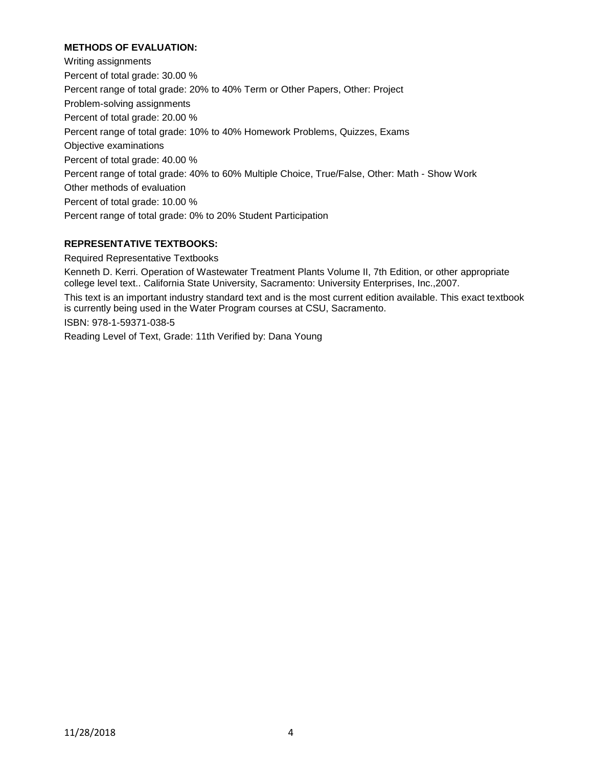**METHODS OF EVALUATION:**

Writing assignments

Percent of total grade: 30.00 %

Percent range of total grade: 20% to 40% Term or Other Papers, Other: Project

Problem-solving assignments

Percent of total grade: 20.00 %

Percent range of total grade: 10% to 40% Homework Problems, Quizzes, Exams

Objective examinations

Percent of total grade: 40.00 %

Percent range of total grade: 40% to 60% Multiple Choice, True/False, Other: Math - Show Work

Other methods of evaluation

Percent of total grade: 10.00 %

Percent range of total grade: 0% to 20% Student Participation

**REPRESENTATIVE TEXTBOOKS:**

Required Representative Textbooks

Kenneth D. Kerri. Operation of Wastewater Treatment Plants Volume II, 7th Edition, or other appropriate college level text.. California State University, Sacramento: University Enterprises, Inc.,2007.

This text is an important industry standard text and is the most current edition available. This exact textbook is currently being used in the Water Program courses at CSU, Sacramento.

ISBN: 978-1-59371-038-5

Reading Level of Text, Grade: 11th Verified by: Dana Young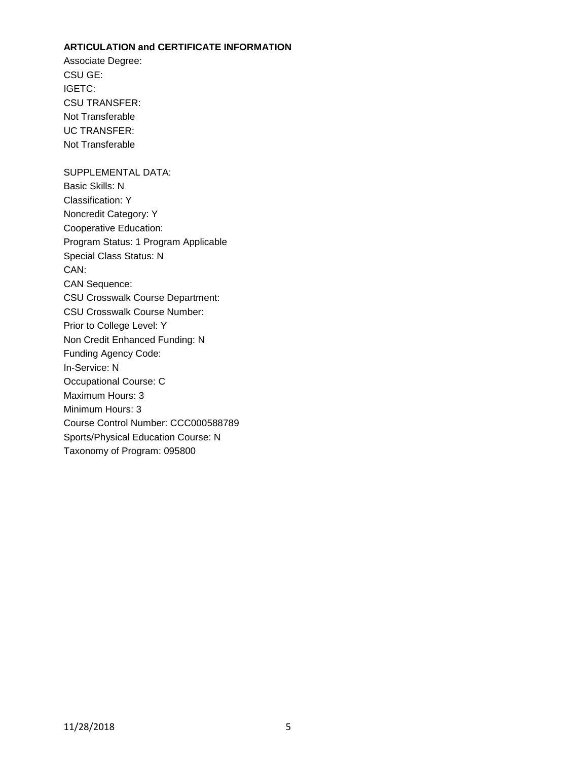**ARTICULATION and CERTIFICATE INFORMATION**

Associate Degree:
CSU GE:
IGETC:
CSU TRANSFER:
Not Transferable
UC TRANSFER:
Not Transferable

SUPPLEMENTAL DATA:
Basic Skills: N
Classification: Y
Noncredit Category: Y
Cooperative Education:
Program Status: 1 Program Applicable
Special Class Status: N
CAN:
CAN Sequence:
CSU Crosswalk Course Department:
CSU Crosswalk Course Number:
Prior to College Level: Y
Non Credit Enhanced Funding: N
Funding Agency Code:
In-Service: N
Occupational Course: C
Maximum Hours: 3
Minimum Hours: 3
Course Control Number: CCC000588789
Sports/Physical Education Course: N
Taxonomy of Program: 095800